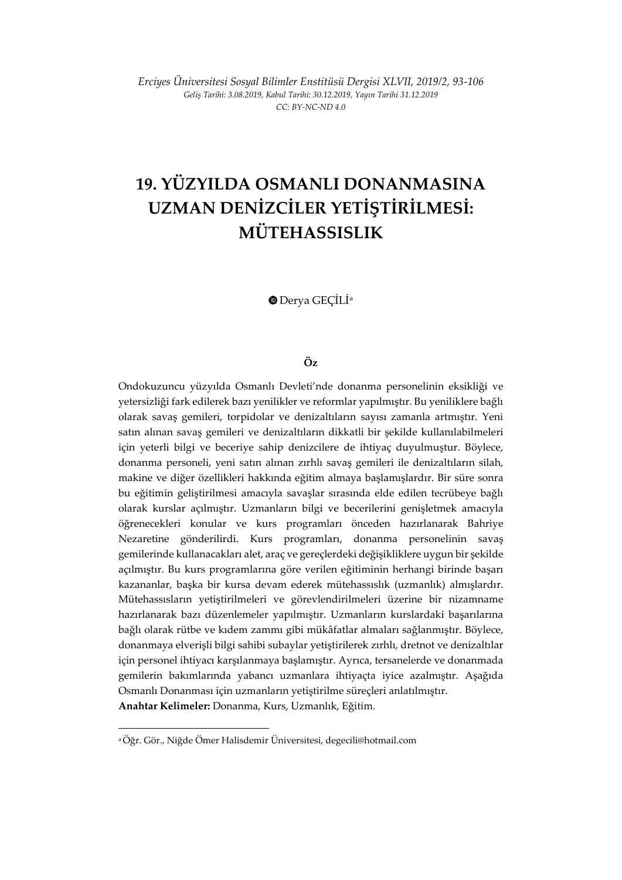*Erciyes Üniversitesi Sosyal Bilimler Enstitüsü Dergisi XLVII, 2019/2, 93-106*
*Geliş Tarihi: 3.08.2019, Kabul Tarihi: 30.12.2019, Yayın Tarihi 31.12.2019*
*CC: BY-NC-ND 4.0*

# 19. YÜZYILDA OSMANLI DONANMASINA UZMAN DENİZCİLER YETİŞTİRİLMESİ: MÜTEHASSISLIK

Derya GEÇİLİ[a]

**Öz**

Ondokuzuncu yüzyılda Osmanlı Devleti'nde donanma personelinin eksikliği ve yetersizliği fark edilerek bazı yenilikler ve reformlar yapılmıştır. Bu yeniliklere bağlı olarak savaş gemileri, torpidolar ve denizaltıların sayısı zamanla artmıştır. Yeni satın alınan savaş gemileri ve denizaltıların dikkatli bir şekilde kullanılabilmeleri için yeterli bilgi ve beceriye sahip denizcilere de ihtiyaç duyulmuştur. Böylece, donanma personeli, yeni satın alınan zırhlı savaş gemileri ile denizaltıların silah, makine ve diğer özellikleri hakkında eğitim almaya başlamışlardır. Bir süre sonra bu eğitimin geliştirilmesi amacıyla savaşlar sırasında elde edilen tecrübeye bağlı olarak kurslar açılmıştır. Uzmanların bilgi ve becerilerini genişletmek amacıyla öğrenecekleri konular ve kurs programları önceden hazırlanarak Bahriye Nezaretine gönderilirdi. Kurs programları, donanma personelinin savaş gemilerinde kullanacakları alet, araç ve gereçlerdeki değişikliklere uygun bir şekilde açılmıştır. Bu kurs programlarına göre verilen eğitiminin herhangi birinde başarı kazananlar, başka bir kursa devam ederek mütehassıslık (uzmanlık) almışlardır. Mütehassısların yetiştirilmeleri ve görevlendirilmeleri üzerine bir nizamname hazırlanarak bazı düzenlemeler yapılmıştır. Uzmanların kurslardaki başarılarına bağlı olarak rütbe ve kıdem zammı gibi mükâfatlar almaları sağlanmıştır. Böylece, donanmaya elverişli bilgi sahibi subaylar yetiştirilerek zırhlı, dretnot ve denizaltılar için personel ihtiyacı karşılanmaya başlamıştır. Ayrıca, tersanelerde ve donanmada gemilerin bakımlarında yabancı uzmanlara ihtiyaçta iyice azalmıştır. Aşağıda Osmanlı Donanması için uzmanların yetiştirilme süreçleri anlatılmıştır.

**Anahtar Kelimeler:** Donanma, Kurs, Uzmanlık, Eğitim.

---

[a] Öğr. Gör., Niğde Ömer Halisdemir Üniversitesi, degecili@hotmail.com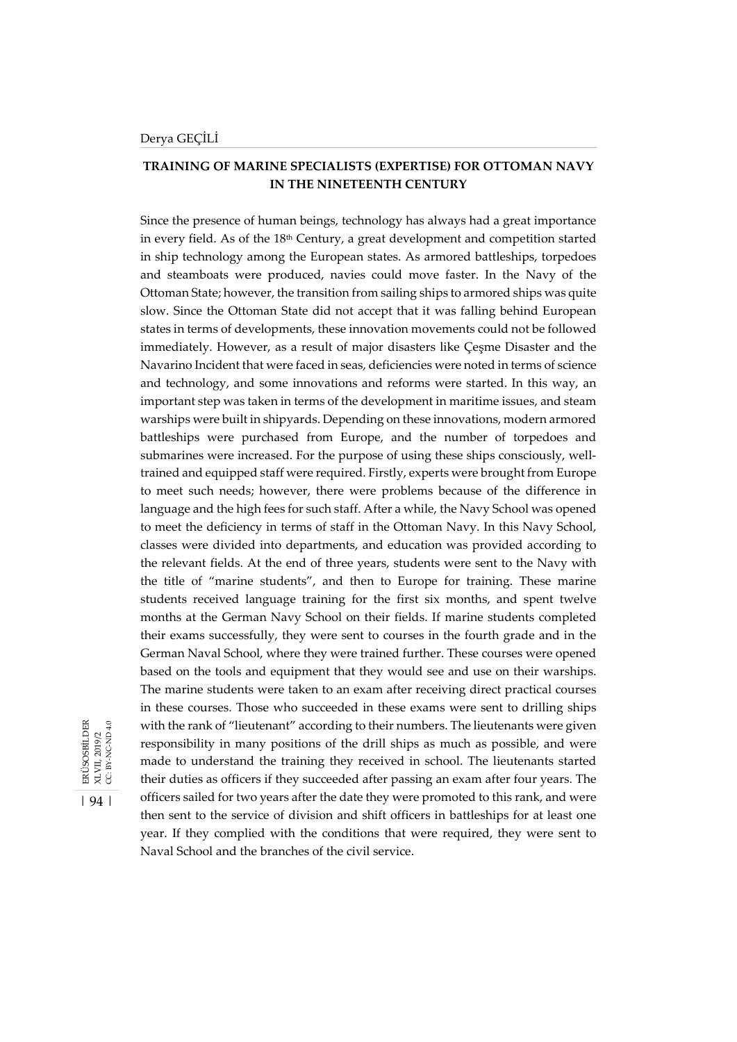## TRAINING OF MARINE SPECIALISTS (EXPERTISE) FOR OTTOMAN NAVY IN THE NINETEENTH CENTURY

Since the presence of human beings, technology has always had a great importance in every field. As of the 18th Century, a great development and competition started in ship technology among the European states. As armored battleships, torpedoes and steamboats were produced, navies could move faster. In the Navy of the Ottoman State; however, the transition from sailing ships to armored ships was quite slow. Since the Ottoman State did not accept that it was falling behind European states in terms of developments, these innovation movements could not be followed immediately. However, as a result of major disasters like Çeşme Disaster and the Navarino Incident that were faced in seas, deficiencies were noted in terms of science and technology, and some innovations and reforms were started. In this way, an important step was taken in terms of the development in maritime issues, and steam warships were built in shipyards. Depending on these innovations, modern armored battleships were purchased from Europe, and the number of torpedoes and submarines were increased. For the purpose of using these ships consciously, well-trained and equipped staff were required. Firstly, experts were brought from Europe to meet such needs; however, there were problems because of the difference in language and the high fees for such staff. After a while, the Navy School was opened to meet the deficiency in terms of staff in the Ottoman Navy. In this Navy School, classes were divided into departments, and education was provided according to the relevant fields. At the end of three years, students were sent to the Navy with the title of "marine students", and then to Europe for training. These marine students received language training for the first six months, and spent twelve months at the German Navy School on their fields. If marine students completed their exams successfully, they were sent to courses in the fourth grade and in the German Naval School, where they were trained further. These courses were opened based on the tools and equipment that they would see and use on their warships. The marine students were taken to an exam after receiving direct practical courses in these courses. Those who succeeded in these exams were sent to drilling ships with the rank of "lieutenant" according to their numbers. The lieutenants were given responsibility in many positions of the drill ships as much as possible, and were made to understand the training they received in school. The lieutenants started their duties as officers if they succeeded after passing an exam after four years. The officers sailed for two years after the date they were promoted to this rank, and were then sent to the service of division and shift officers in battleships for at least one year. If they complied with the conditions that were required, they were sent to Naval School and the branches of the civil service.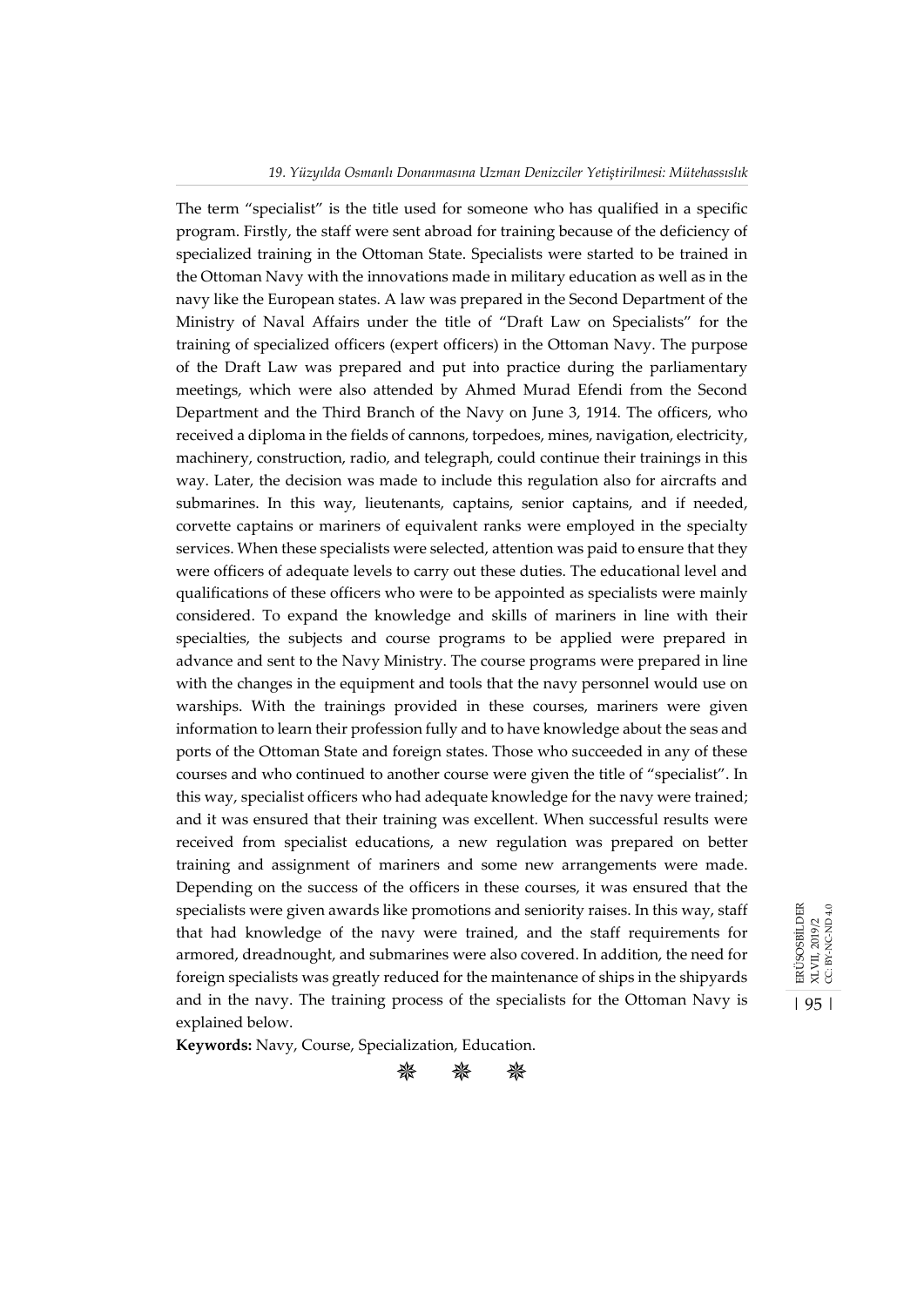The term "specialist" is the title used for someone who has qualified in a specific program. Firstly, the staff were sent abroad for training because of the deficiency of specialized training in the Ottoman State. Specialists were started to be trained in the Ottoman Navy with the innovations made in military education as well as in the navy like the European states. A law was prepared in the Second Department of the Ministry of Naval Affairs under the title of "Draft Law on Specialists" for the training of specialized officers (expert officers) in the Ottoman Navy. The purpose of the Draft Law was prepared and put into practice during the parliamentary meetings, which were also attended by Ahmed Murad Efendi from the Second Department and the Third Branch of the Navy on June 3, 1914. The officers, who received a diploma in the fields of cannons, torpedoes, mines, navigation, electricity, machinery, construction, radio, and telegraph, could continue their trainings in this way. Later, the decision was made to include this regulation also for aircrafts and submarines. In this way, lieutenants, captains, senior captains, and if needed, corvette captains or mariners of equivalent ranks were employed in the specialty services. When these specialists were selected, attention was paid to ensure that they were officers of adequate levels to carry out these duties. The educational level and qualifications of these officers who were to be appointed as specialists were mainly considered. To expand the knowledge and skills of mariners in line with their specialties, the subjects and course programs to be applied were prepared in advance and sent to the Navy Ministry. The course programs were prepared in line with the changes in the equipment and tools that the navy personnel would use on warships. With the trainings provided in these courses, mariners were given information to learn their profession fully and to have knowledge about the seas and ports of the Ottoman State and foreign states. Those who succeeded in any of these courses and who continued to another course were given the title of "specialist". In this way, specialist officers who had adequate knowledge for the navy were trained; and it was ensured that their training was excellent. When successful results were received from specialist educations, a new regulation was prepared on better training and assignment of mariners and some new arrangements were made. Depending on the success of the officers in these courses, it was ensured that the specialists were given awards like promotions and seniority raises. In this way, staff that had knowledge of the navy were trained, and the staff requirements for armored, dreadnought, and submarines were also covered. In addition, the need for foreign specialists was greatly reduced for the maintenance of ships in the shipyards and in the navy. The training process of the specialists for the Ottoman Navy is explained below.

**Keywords:** Navy, Course, Specialization, Education.

❋ ❋ ❋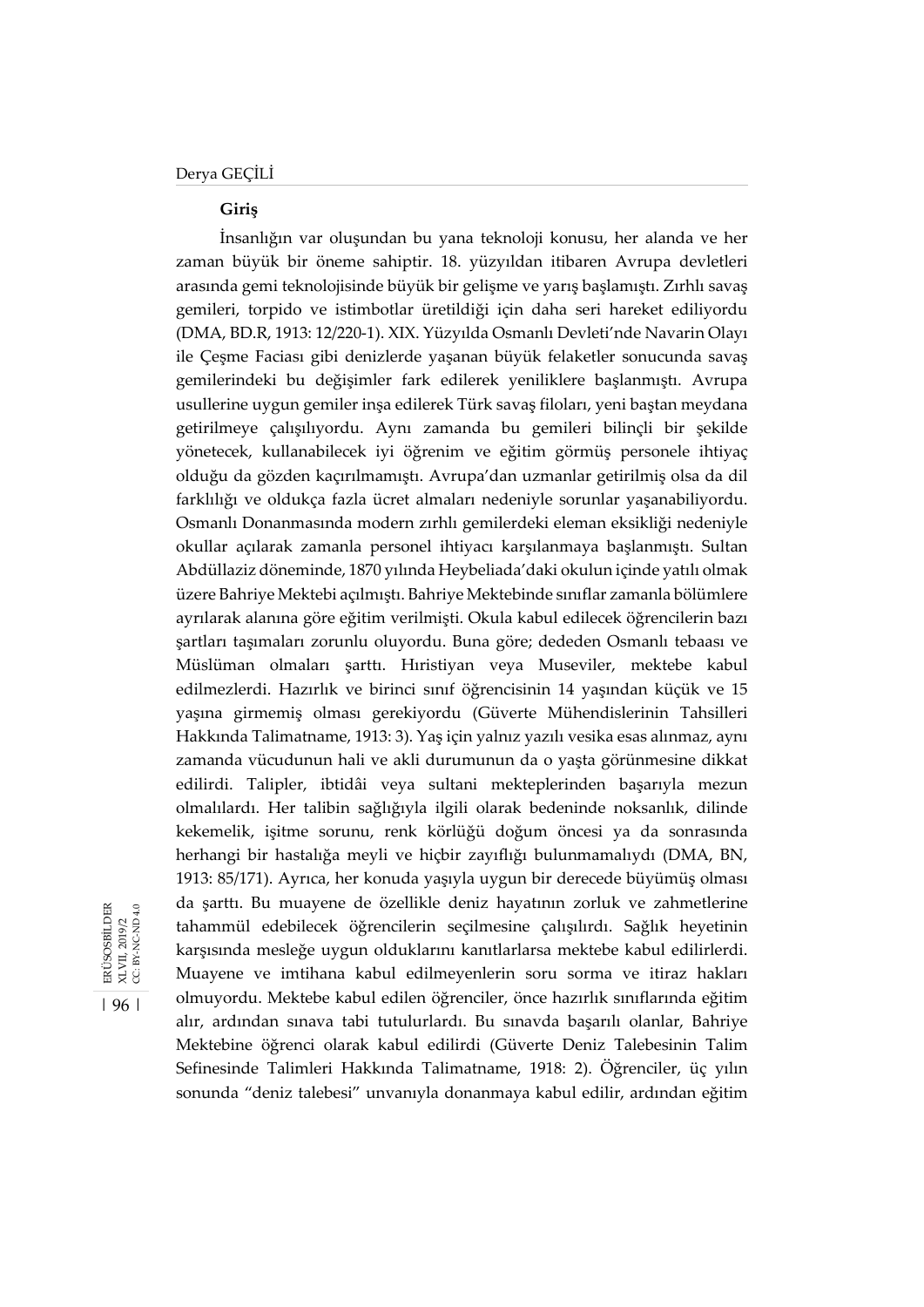### Giriş

İnsanlığın var oluşundan bu yana teknoloji konusu, her alanda ve her zaman büyük bir öneme sahiptir. 18. yüzyıldan itibaren Avrupa devletleri arasında gemi teknolojisinde büyük bir gelişme ve yarış başlamıştı. Zırhlı savaş gemileri, torpido ve istimbotlar üretildiği için daha seri hareket ediliyordu (DMA, BD.R, 1913: 12/220-1). XIX. Yüzyılda Osmanlı Devleti'nde Navarin Olayı ile Çeşme Faciası gibi denizlerde yaşanan büyük felaketler sonucunda savaş gemilerindeki bu değişimler fark edilerek yeniliklere başlanmıştı. Avrupa usullerine uygun gemiler inşa edilerek Türk savaş filoları, yeni baştan meydana getirilmeye çalışılıyordu. Aynı zamanda bu gemileri bilinçli bir şekilde yönetecek, kullanabilecek iyi öğrenim ve eğitim görmüş personele ihtiyaç olduğu da gözden kaçırılmamıştı. Avrupa'dan uzmanlar getirilmiş olsa da dil farklılığı ve oldukça fazla ücret almaları nedeniyle sorunlar yaşanabiliyordu. Osmanlı Donanmasında modern zırhlı gemilerdeki eleman eksikliği nedeniyle okullar açılarak zamanla personel ihtiyacı karşılanmaya başlanmıştı. Sultan Abdüllaziz döneminde, 1870 yılında Heybeliada'daki okulun içinde yatılı olmak üzere Bahriye Mektebi açılmıştı. Bahriye Mektebinde sınıflar zamanla bölümlere ayrılarak alanına göre eğitim verilmişti. Okula kabul edilecek öğrencilerin bazı şartları taşımaları zorunlu oluyordu. Buna göre; dededen Osmanlı tebaası ve Müslüman olmaları şarttı. Hıristiyan veya Museviler, mektebe kabul edilmezlerdi. Hazırlık ve birinci sınıf öğrencisinin 14 yaşından küçük ve 15 yaşına girmemiş olması gerekiyordu (Güverte Mühendislerinin Tahsilleri Hakkında Talimatname, 1913: 3). Yaş için yalnız yazılı vesika esas alınmaz, aynı zamanda vücudunun hali ve akli durumunun da o yaşta görünmesine dikkat edilirdi. Talipler, ibtidâi veya sultani mekteplerinden başarıyla mezun olmalılardı. Her talibin sağlığıyla ilgili olarak bedeninde noksanlık, dilinde kekemelik, işitme sorunu, renk körlüğü doğum öncesi ya da sonrasında herhangi bir hastalığa meyli ve hiçbir zayıflığı bulunmamalıydı (DMA, BN, 1913: 85/171). Ayrıca, her konuda yaşıyla uygun bir derecede büyümüş olması da şarttı. Bu muayene de özellikle deniz hayatının zorluk ve zahmetlerine tahammül edebilecek öğrencilerin seçilmesine çalışılırdı. Sağlık heyetinin karşısında mesleğe uygun olduklarını kanıtlarlarsa mektebe kabul edilirlerdi. Muayene ve imtihana kabul edilmeyenlerin soru sorma ve itiraz hakları olmuyordu. Mektebe kabul edilen öğrenciler, önce hazırlık sınıflarında eğitim alır, ardından sınava tabi tutulurlardı. Bu sınavda başarılı olanlar, Bahriye Mektebine öğrenci olarak kabul edilirdi (Güverte Deniz Talebesinin Talim Sefinesinde Talimleri Hakkında Talimatname, 1918: 2). Öğrenciler, üç yılın sonunda "deniz talebesi" unvanıyla donanmaya kabul edilir, ardından eğitim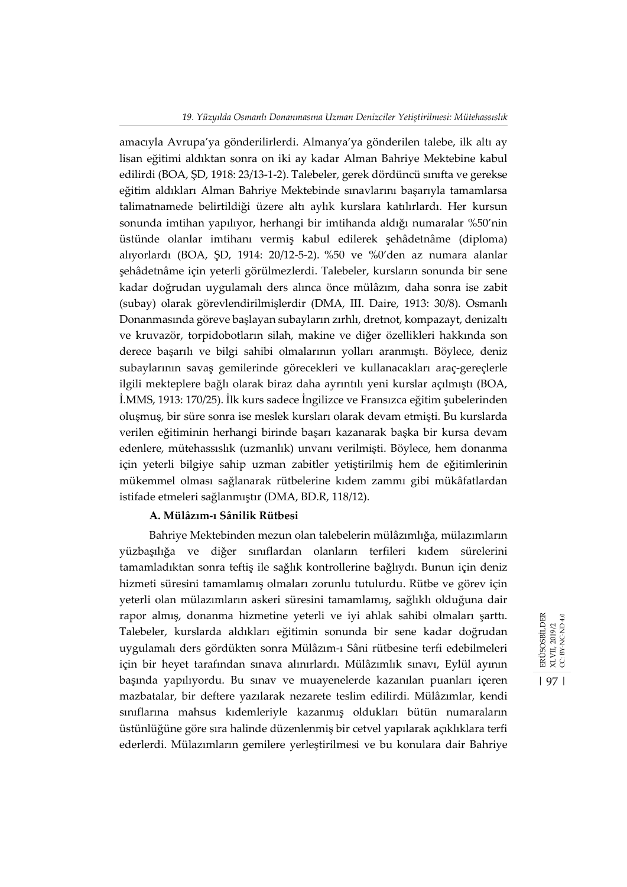amacıyla Avrupa'ya gönderilirlerdi. Almanya'ya gönderilen talebe, ilk altı ay lisan eğitimi aldıktan sonra on iki ay kadar Alman Bahriye Mektebine kabul edilirdi (BOA, ŞD, 1918: 23/13-1-2). Talebeler, gerek dördüncü sınıfta ve gerekse eğitim aldıkları Alman Bahriye Mektebinde sınavlarını başarıyla tamamlarsa talimatnamede belirtildiği üzere altı aylık kurslara katılırlardı. Her kursun sonunda imtihan yapılıyor, herhangi bir imtihanda aldığı numaralar %50'nin üstünde olanlar imtihanı vermiş kabul edilerek şehâdetnâme (diploma) alıyorlardı (BOA, ŞD, 1914: 20/12-5-2). %50 ve %0'den az numara alanlar şehâdetnâme için yeterli görülmezlerdi. Talebeler, kursların sonunda bir sene kadar doğrudan uygulamalı ders alınca önce mülâzım, daha sonra ise zabit (subay) olarak görevlendirilmişlerdir (DMA, III. Daire, 1913: 30/8). Osmanlı Donanmasında göreve başlayan subayların zırhlı, dretnot, kompazayt, denizaltı ve kruvazör, torpidobotların silah, makine ve diğer özellikleri hakkında son derece başarılı ve bilgi sahibi olmalarının yolları aranmıştı. Böylece, deniz subaylarının savaş gemilerinde görecekleri ve kullanacakları araç-gereçlerle ilgili mekteplere bağlı olarak biraz daha ayrıntılı yeni kurslar açılmıştı (BOA, İ.MMS, 1913: 170/25). İlk kurs sadece İngilizce ve Fransızca eğitim şubelerinden oluşmuş, bir süre sonra ise meslek kursları olarak devam etmişti. Bu kurslarda verilen eğitiminin herhangi birinde başarı kazanarak başka bir kursa devam edenlere, mütehassıslık (uzmanlık) unvanı verilmişti. Böylece, hem donanma için yeterli bilgiye sahip uzman zabitler yetiştirilmiş hem de eğitimlerinin mükemmel olması sağlanarak rütbelerine kıdem zammı gibi mükâfatlardan istifade etmeleri sağlanmıştır (DMA, BD.R, 118/12).

### A. Mülâzım-ı Sânilik Rütbesi

Bahriye Mektebinden mezun olan talebelerin mülâzımlığa, mülazımların yüzbaşılığa ve diğer sınıflardan olanların terfileri kıdem sürelerini tamamladıktan sonra teftiş ile sağlık kontrollerine bağlıydı. Bunun için deniz hizmeti süresini tamamlamış olmaları zorunlu tutulurdu. Rütbe ve görev için yeterli olan mülazımların askeri süresini tamamlamış, sağlıklı olduğuna dair rapor almış, donanma hizmetine yeterli ve iyi ahlak sahibi olmaları şarttı. Talebeler, kurslarda aldıkları eğitimin sonunda bir sene kadar doğrudan uygulamalı ders gördükten sonra Mülâzım-ı Sâni rütbesine terfi edebilmeleri için bir heyet tarafından sınava alınırlardı. Mülâzımlık sınavı, Eylül ayının başında yapılıyordu. Bu sınav ve muayenelerde kazanılan puanları içeren mazbatalar, bir deftere yazılarak nezarete teslim edilirdi. Mülâzımlar, kendi sınıflarına mahsus kıdemleriyle kazanmış oldukları bütün numaraların üstünlüğüne göre sıra halinde düzenlenmiş bir cetvel yapılarak açıklıklara terfi ederlerdi. Mülazımların gemilere yerleştirilmesi ve bu konulara dair Bahriye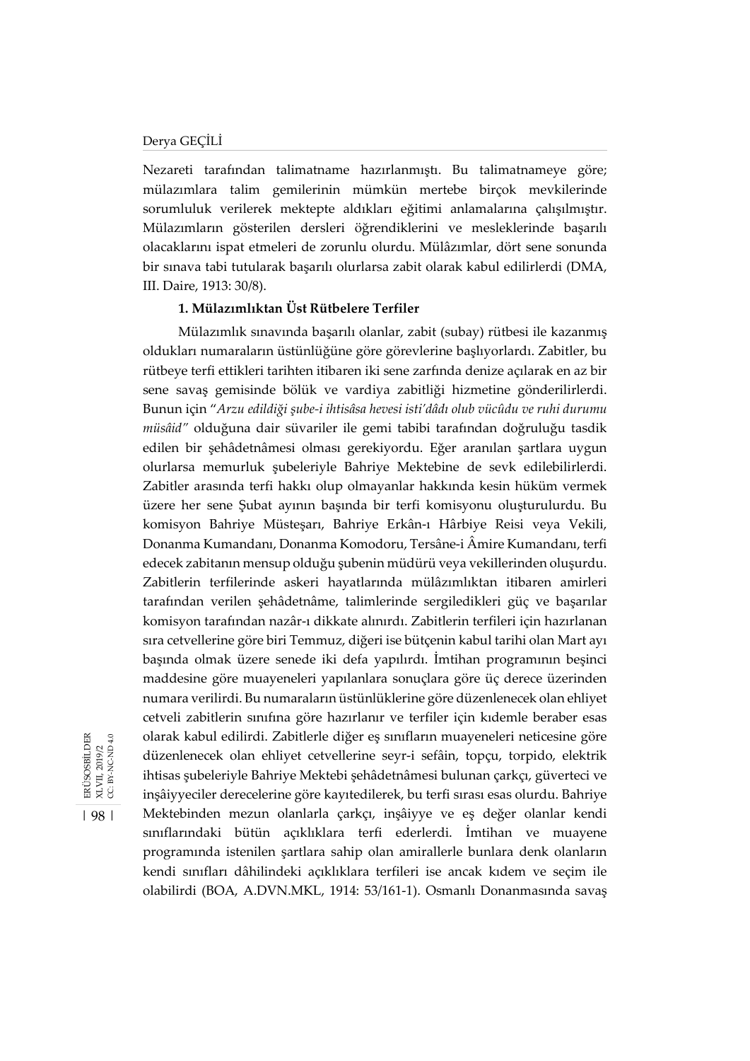Nezareti tarafından talimatname hazırlanmıştı. Bu talimatnameye göre; mülazımlara talim gemilerinin mümkün mertebe birçok mevkilerinde sorumluluk verilerek mektepte aldıkları eğitimi anlamalarına çalışılmıştır. Mülazımların gösterilen dersleri öğrendiklerini ve mesleklerinde başarılı olacaklarını ispat etmeleri de zorunlu olurdu. Mülâzımlar, dört sene sonunda bir sınava tabi tutularak başarılı olurlarsa zabit olarak kabul edilirlerdi (DMA, III. Daire, 1913: 30/8).

### 1. Mülazımlıktan Üst Rütbelere Terfiler

Mülazımlık sınavında başarılı olanlar, zabit (subay) rütbesi ile kazanmış oldukları numaraların üstünlüğüne göre görevlerine başlıyorlardı. Zabitler, bu rütbeye terfi ettikleri tarihten itibaren iki sene zarfında denize açılarak en az bir sene savaş gemisinde bölük ve vardiya zabitliği hizmetine gönderilirlerdi. Bunun için "*Arzu edildiği şube-i ihtisâsa hevesi isti'dâdı olub vücûdu ve ruhi durumu müsâid*" olduğuna dair süvariler ile gemi tabibi tarafından doğruluğu tasdik edilen bir şehâdetnâmesi olması gerekiyordu. Eğer aranılan şartlara uygun olurlarsa memurluk şubeleriyle Bahriye Mektebine de sevk edilebilirlerdi. Zabitler arasında terfi hakkı olup olmayanlar hakkında kesin hüküm vermek üzere her sene Şubat ayının başında bir terfi komisyonu oluşturulurdu. Bu komisyon Bahriye Müsteşarı, Bahriye Erkân-ı Hârbiye Reisi veya Vekili, Donanma Kumandanı, Donanma Komodoru, Tersâne-i Âmire Kumandanı, terfi edecek zabitanın mensup olduğu şubenin müdürü veya vekillerinden oluşurdu. Zabitlerin terfilerinde askeri hayatlarında mülâzımlıktan itibaren amirleri tarafından verilen şehâdetnâme, talimlerinde sergiledikleri güç ve başarılar komisyon tarafından nazâr-ı dikkate alınırdı. Zabitlerin terfileri için hazırlanan sıra cetvellerine göre biri Temmuz, diğeri ise bütçenin kabul tarihi olan Mart ayı başında olmak üzere senede iki defa yapılırdı. İmtihan programının beşinci maddesine göre muayeneleri yapılanlara sonuçlara göre üç derece üzerinden numara verilirdi. Bu numaraların üstünlüklerine göre düzenlenecek olan ehliyet cetveli zabitlerin sınıfına göre hazırlanır ve terfiler için kıdemle beraber esas olarak kabul edilirdi. Zabitlerle diğer eş sınıfların muayeneleri neticesine göre düzenlenecek olan ehliyet cetvellerine seyr-i sefâin, topçu, torpido, elektrik ihtisas şubeleriyle Bahriye Mektebi şehâdetnâmesi bulunan çarkçı, güverteci ve inşâiyyeciler derecelerine göre kayıtedilerek, bu terfi sırası esas olurdu. Bahriye Mektebinden mezun olanlarla çarkçı, inşâiyye ve eş değer olanlar kendi sınıflarındaki bütün açıklıklara terfi ederlerdi. İmtihan ve muayene programında istenilen şartlara sahip olan amirallerle bunlara denk olanların kendi sınıfları dâhilindeki açıklıklara terfileri ise ancak kıdem ve seçim ile olabilirdi (BOA, A.DVN.MKL, 1914: 53/161-1). Osmanlı Donanmasında savaş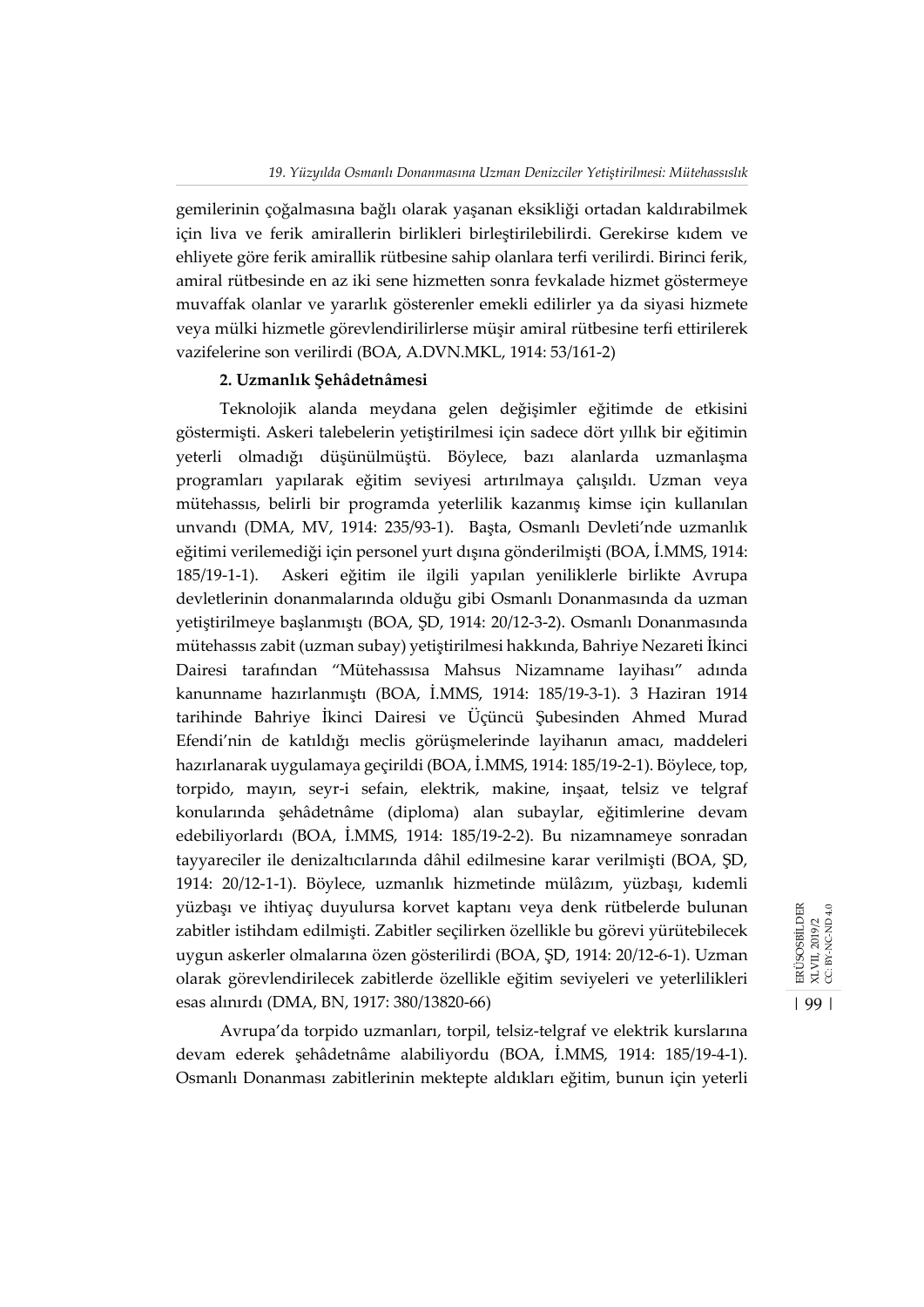gemilerinin çoğalmasına bağlı olarak yaşanan eksikliği ortadan kaldırabilmek için liva ve ferik amirallerin birlikleri birleştirilebilirdi. Gerekirse kıdem ve ehliyete göre ferik amirallik rütbesine sahip olanlara terfi verilirdi. Birinci ferik, amiral rütbesinde en az iki sene hizmetten sonra fevkalade hizmet göstermeye muvaffak olanlar ve yararlık gösterenler emekli edilirler ya da siyasi hizmete veya mülki hizmetle görevlendirilirlerse müşir amiral rütbesine terfi ettirilerek vazifelerine son verilirdi (BOA, A.DVN.MKL, 1914: 53/161-2)

**2. Uzmanlık Şehâdetnâmesi**

Teknolojik alanda meydana gelen değişimler eğitimde de etkisini göstermişti. Askeri talebelerin yetiştirilmesi için sadece dört yıllık bir eğitimin yeterli olmadığı düşünülmüştü. Böylece, bazı alanlarda uzmanlaşma programları yapılarak eğitim seviyesi artırılmaya çalışıldı. Uzman veya mütehassıs, belirli bir programda yeterlilik kazanmış kimse için kullanılan unvandı (DMA, MV, 1914: 235/93-1). Başta, Osmanlı Devleti'nde uzmanlık eğitimi verilemediği için personel yurt dışına gönderilmişti (BOA, İ.MMS, 1914: 185/19-1-1). Askeri eğitim ile ilgili yapılan yeniliklerle birlikte Avrupa devletlerinin donanmalarında olduğu gibi Osmanlı Donanmasında da uzman yetiştirilmeye başlanmıştı (BOA, ŞD, 1914: 20/12-3-2). Osmanlı Donanmasında mütehassıs zabit (uzman subay) yetiştirilmesi hakkında, Bahriye Nezareti İkinci Dairesi tarafından "Mütehassısa Mahsus Nizamname layihası" adında kanunname hazırlanmıştı (BOA, İ.MMS, 1914: 185/19-3-1). 3 Haziran 1914 tarihinde Bahriye İkinci Dairesi ve Üçüncü Şubesinden Ahmed Murad Efendi'nin de katıldığı meclis görüşmelerinde layihanın amacı, maddeleri hazırlanarak uygulamaya geçirildi (BOA, İ.MMS, 1914: 185/19-2-1). Böylece, top, torpido, mayın, seyr-i sefain, elektrik, makine, inşaat, telsiz ve telgraf konularında şehâdetnâme (diploma) alan subaylar, eğitimlerine devam edebiliyorlardı (BOA, İ.MMS, 1914: 185/19-2-2). Bu nizamnameye sonradan tayyareciler ile denizaltıcılarında dâhil edilmesine karar verilmişti (BOA, ŞD, 1914: 20/12-1-1). Böylece, uzmanlık hizmetinde mülâzım, yüzbaşı, kıdemli yüzbaşı ve ihtiyaç duyulursa korvet kaptanı veya denk rütbelerde bulunan zabitler istihdam edilmişti. Zabitler seçilirken özellikle bu görevi yürütebilecek uygun askerler olmalarına özen gösterilirdi (BOA, ŞD, 1914: 20/12-6-1). Uzman olarak görevlendirilecek zabitlerde özellikle eğitim seviyeleri ve yeterlilikleri esas alınırdı (DMA, BN, 1917: 380/13820-66)

Avrupa'da torpido uzmanları, torpil, telsiz-telgraf ve elektrik kurslarına devam ederek şehâdetnâme alabiliyordu (BOA, İ.MMS, 1914: 185/19-4-1). Osmanlı Donanması zabitlerinin mektepte aldıkları eğitim, bunun için yeterli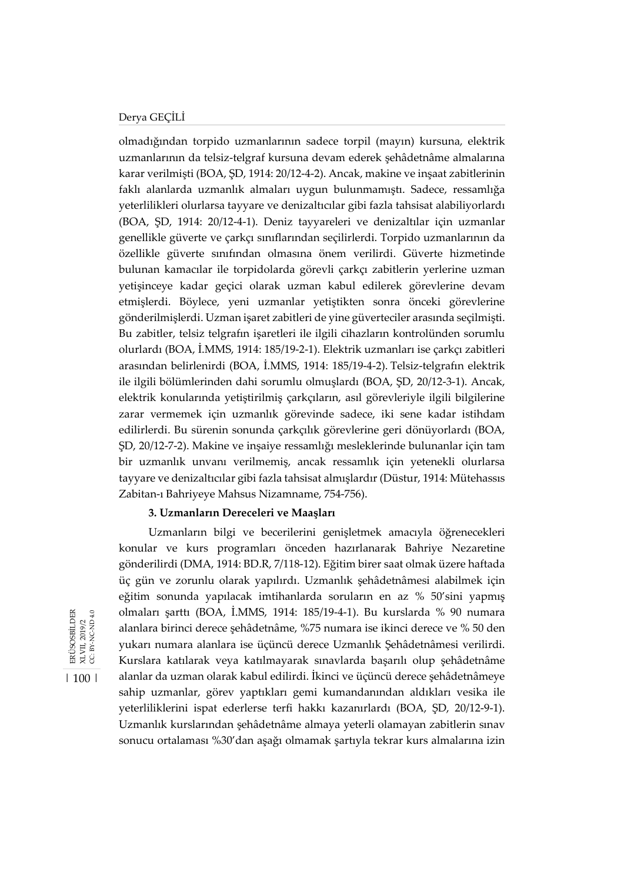olmadığından torpido uzmanlarının sadece torpil (mayın) kursuna, elektrik uzmanlarının da telsiz-telgraf kursuna devam ederek şehâdetnâme almalarına karar verilmişti (BOA, ŞD, 1914: 20/12-4-2). Ancak, makine ve inşaat zabitlerinin faklı alanlarda uzmanlık almaları uygun bulunmamıştı. Sadece, ressamlığa yeterlilikleri olurlarsa tayyare ve denizaltıcılar gibi fazla tahsisat alabiliyorlardı (BOA, ŞD, 1914: 20/12-4-1). Deniz tayyareleri ve denizaltılar için uzmanlar genellikle güverte ve çarkçı sınıflarından seçilirlerdi. Torpido uzmanlarının da özellikle güverte sınıfından olmasına önem verilirdi. Güverte hizmetinde bulunan kamacılar ile torpidolarda görevli çarkçı zabitlerin yerlerine uzman yetişinceye kadar geçici olarak uzman kabul edilerek görevlerine devam etmişlerdi. Böylece, yeni uzmanlar yetiştikten sonra önceki görevlerine gönderilmişlerdi. Uzman işaret zabitleri de yine güverteciler arasında seçilmişti. Bu zabitler, telsiz telgrafın işaretleri ile ilgili cihazların kontrolünden sorumlu olurlardı (BOA, İ.MMS, 1914: 185/19-2-1). Elektrik uzmanları ise çarkçı zabitleri arasından belirlenirdi (BOA, İ.MMS, 1914: 185/19-4-2). Telsiz-telgrafın elektrik ile ilgili bölümlerinden dahi sorumlu olmuşlardı (BOA, ŞD, 20/12-3-1). Ancak, elektrik konularında yetiştirilmiş çarkçıların, asıl görevleriyle ilgili bilgilerine zarar vermemek için uzmanlık görevinde sadece, iki sene kadar istihdam edilirlerdi. Bu sürenin sonunda çarkçılık görevlerine geri dönüyorlardı (BOA, ŞD, 20/12-7-2). Makine ve inşaiye ressamlığı mesleklerinde bulunanlar için tam bir uzmanlık unvanı verilmemiş, ancak ressamlık için yetenekli olurlarsa tayyare ve denizaltıcılar gibi fazla tahsisat almışlardır (Düstur, 1914: Mütehassıs Zabitan-ı Bahriyeye Mahsus Nizamname, 754-756).

### 3. Uzmanların Dereceleri ve Maaşları

Uzmanların bilgi ve becerilerini genişletmek amacıyla öğrenecekleri konular ve kurs programları önceden hazırlanarak Bahriye Nezaretine gönderilirdi (DMA, 1914: BD.R, 7/118-12). Eğitim birer saat olmak üzere haftada üç gün ve zorunlu olarak yapılırdı. Uzmanlık şehâdetnâmesi alabilmek için eğitim sonunda yapılacak imtihanlarda soruların en az % 50'sini yapmış olmaları şarttı (BOA, İ.MMS, 1914: 185/19-4-1). Bu kurslarda % 90 numara alanlara birinci derece şehâdetnâme, %75 numara ise ikinci derece ve % 50 den yukarı numara alanlara ise üçüncü derece Uzmanlık Şehâdetnâmesi verilirdi. Kurslara katılarak veya katılmayarak sınavlarda başarılı olup şehâdetnâme alanlar da uzman olarak kabul edilirdi. İkinci ve üçüncü derece şehâdetnâmeye sahip uzmanlar, görev yaptıkları gemi kumandanından aldıkları vesika ile yeterliliklerini ispat ederlerse terfi hakkı kazanırlardı (BOA, ŞD, 20/12-9-1). Uzmanlık kurslarından şehâdetnâme almaya yeterli olamayan zabitlerin sınav sonucu ortalaması %30'dan aşağı olmamak şartıyla tekrar kurs almalarına izin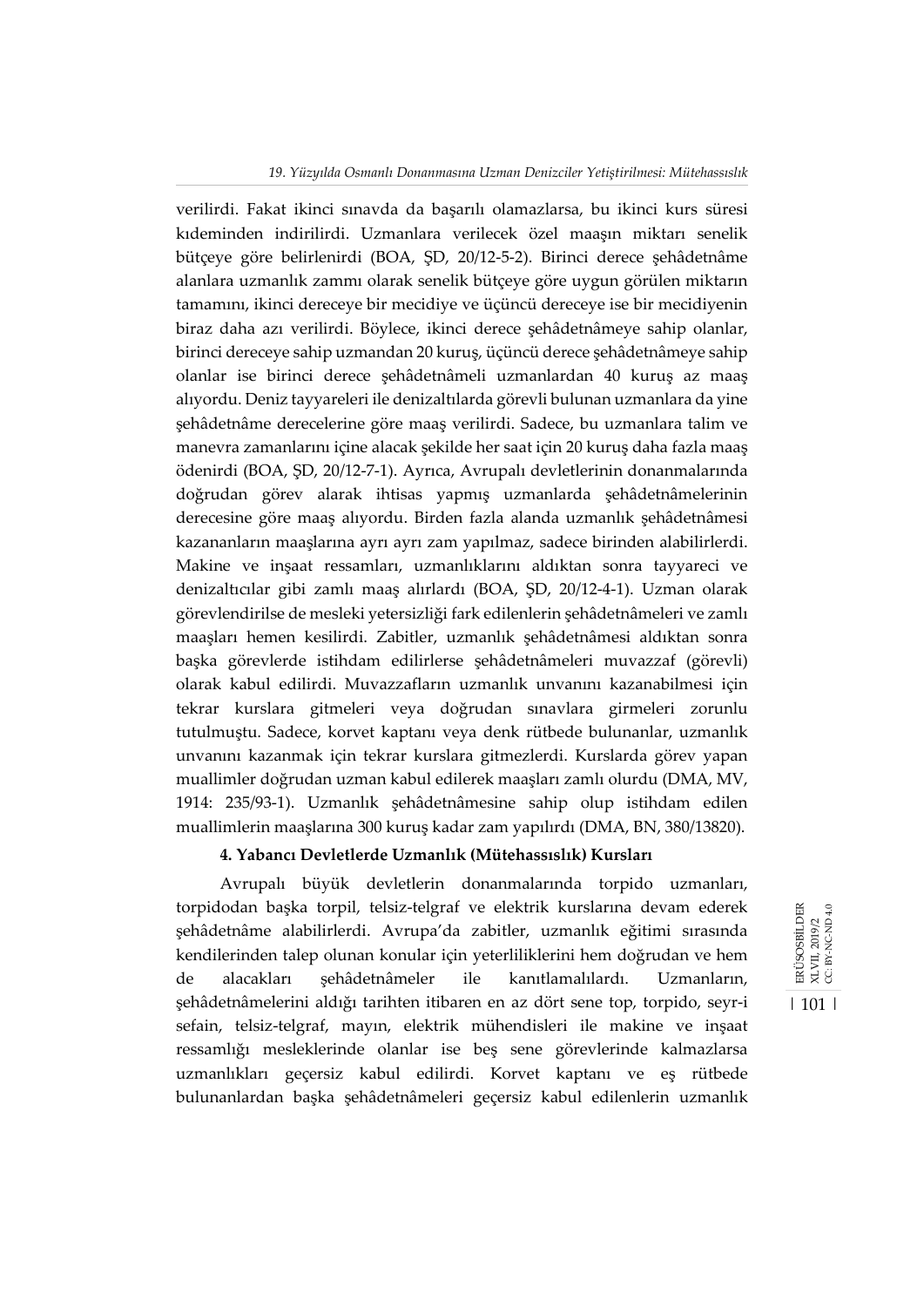verilirdi. Fakat ikinci sınavda da başarılı olamazlarsa, bu ikinci kurs süresi kıdeminden indirilirdi. Uzmanlara verilecek özel maaşın miktarı senelik bütçeye göre belirlenirdi (BOA, ŞD, 20/12-5-2). Birinci derece şehâdetnâme alanlara uzmanlık zammı olarak senelik bütçeye göre uygun görülen miktarın tamamını, ikinci dereceye bir mecidiye ve üçüncü dereceye ise bir mecidiyenin biraz daha azı verilirdi. Böylece, ikinci derece şehâdetnâmeye sahip olanlar, birinci dereceye sahip uzmandan 20 kuruş, üçüncü derece şehâdetnâmeye sahip olanlar ise birinci derece şehâdetnâmeli uzmanlardan 40 kuruş az maaş alıyordu. Deniz tayyareleri ile denizaltılarda görevli bulunan uzmanlara da yine şehâdetnâme derecelerine göre maaş verilirdi. Sadece, bu uzmanlara talim ve manevra zamanlarını içine alacak şekilde her saat için 20 kuruş daha fazla maaş ödenirdi (BOA, ŞD, 20/12-7-1). Ayrıca, Avrupalı devletlerinin donanmalarında doğrudan görev alarak ihtisas yapmış uzmanlarda şehâdetnâmelerinin derecesine göre maaş alıyordu. Birden fazla alanda uzmanlık şehâdetnâmesi kazananların maaşlarına ayrı ayrı zam yapılmaz, sadece birinden alabilirlerdi. Makine ve inşaat ressamları, uzmanlıklarını aldıktan sonra tayyareci ve denizaltıcılar gibi zamlı maaş alırlardı (BOA, ŞD, 20/12-4-1). Uzman olarak görevlendirilse de mesleki yetersizliği fark edilenlerin şehâdetnâmeleri ve zamlı maaşları hemen kesilirdi. Zabitler, uzmanlık şehâdetnâmesi aldıktan sonra başka görevlerde istihdam edilirlerse şehâdetnâmeleri muvazzaf (görevli) olarak kabul edilirdi. Muvazzafların uzmanlık unvanını kazanabilmesi için tekrar kurslara gitmeleri veya doğrudan sınavlara girmeleri zorunlu tutulmuştu. Sadece, korvet kaptanı veya denk rütbede bulunanlar, uzmanlık unvanını kazanmak için tekrar kurslara gitmezlerdi. Kurslarda görev yapan muallimler doğrudan uzman kabul edilerek maaşları zamlı olurdu (DMA, MV, 1914: 235/93-1). Uzmanlık şehâdetnâmesine sahip olup istihdam edilen muallimlerin maaşlarına 300 kuruş kadar zam yapılırdı (DMA, BN, 380/13820).

#### 4. Yabancı Devletlerde Uzmanlık (Mütehassıslık) Kursları

Avrupalı büyük devletlerin donanmalarında torpido uzmanları, torpidodan başka torpil, telsiz-telgraf ve elektrik kurslarına devam ederek şehâdetnâme alabilirlerdi. Avrupa'da zabitler, uzmanlık eğitimi sırasında kendilerinden talep olunan konular için yeterliliklerini hem doğrudan ve hem de alacakları şehâdetnâmeler ile kanıtlamalılardı. Uzmanların, şehâdetnâmelerini aldığı tarihten itibaren en az dört sene top, torpido, seyr-i sefain, telsiz-telgraf, mayın, elektrik mühendisleri ile makine ve inşaat ressamlığı mesleklerinde olanlar ise beş sene görevlerinde kalmazlarsa uzmanlıkları geçersiz kabul edilirdi. Korvet kaptanı ve eş rütbede bulunanlardan başka şehâdetnâmeleri geçersiz kabul edilenlerin uzmanlık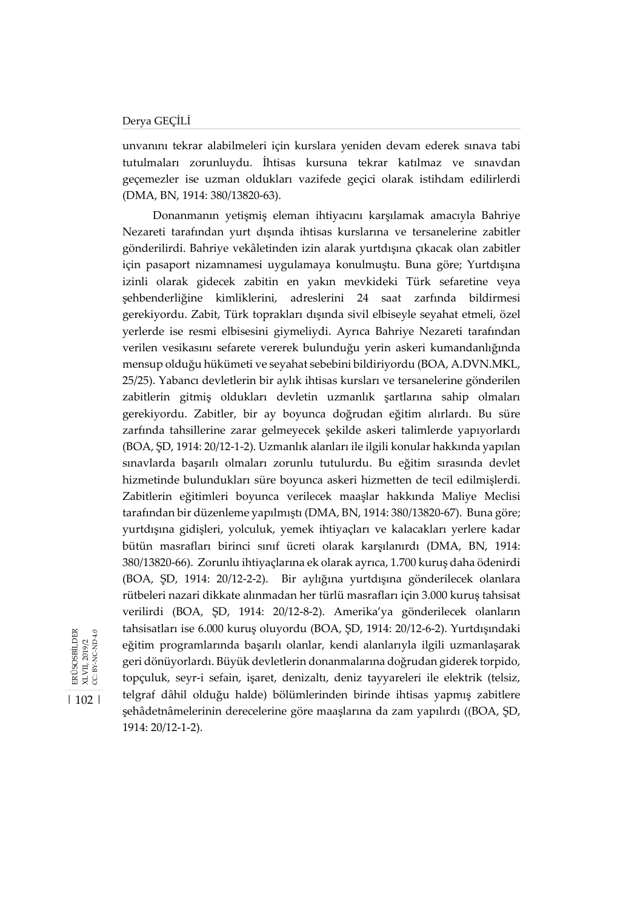unvanını tekrar alabilmeleri için kurslara yeniden devam ederek sınava tabi tutulmaları zorunluydu. İhtisas kursuna tekrar katılmaz ve sınavdan geçemezler ise uzman oldukları vazifede geçici olarak istihdam edilirlerdi (DMA, BN, 1914: 380/13820-63).

Donanmanın yetişmiş eleman ihtiyacını karşılamak amacıyla Bahriye Nezareti tarafından yurt dışında ihtisas kurslarına ve tersanelerine zabitler gönderilirdi. Bahriye vekâletinden izin alarak yurtdışına çıkacak olan zabitler için pasaport nizamnamesi uygulamaya konulmuştu. Buna göre; Yurtdışına izinli olarak gidecek zabitin en yakın mevkideki Türk sefaretine veya şehbenderliğine kimliklerini, adreslerini 24 saat zarfında bildirmesi gerekiyordu. Zabit, Türk toprakları dışında sivil elbiseyle seyahat etmeli, özel yerlerde ise resmi elbisesini giymeliydi. Ayrıca Bahriye Nezareti tarafından verilen vesikasını sefarete vererek bulunduğu yerin askeri kumandanlığında mensup olduğu hükümeti ve seyahat sebebini bildiriyordu (BOA, A.DVN.MKL, 25/25). Yabancı devletlerin bir aylık ihtisas kursları ve tersanelerine gönderilen zabitlerin gitmiş oldukları devletin uzmanlık şartlarına sahip olmaları gerekiyordu. Zabitler, bir ay boyunca doğrudan eğitim alırlardı. Bu süre zarfında tahsillerine zarar gelmeyecek şekilde askeri talimlerde yapıyorlardı (BOA, ŞD, 1914: 20/12-1-2). Uzmanlık alanları ile ilgili konular hakkında yapılan sınavlarda başarılı olmaları zorunlu tutulurdu. Bu eğitim sırasında devlet hizmetinde bulundukları süre boyunca askeri hizmetten de tecil edilmişlerdi. Zabitlerin eğitimleri boyunca verilecek maaşlar hakkında Maliye Meclisi tarafından bir düzenleme yapılmıştı (DMA, BN, 1914: 380/13820-67). Buna göre; yurtdışına gidişleri, yolculuk, yemek ihtiyaçları ve kalacakları yerlere kadar bütün masrafları birinci sınıf ücreti olarak karşılanırdı (DMA, BN, 1914: 380/13820-66). Zorunlu ihtiyaçlarına ek olarak ayrıca, 1.700 kuruş daha ödenirdi (BOA, ŞD, 1914: 20/12-2-2). Bir aylığına yurtdışına gönderilecek olanlara rütbeleri nazari dikkate alınmadan her türlü masrafları için 3.000 kuruş tahsisat verilirdi (BOA, ŞD, 1914: 20/12-8-2). Amerika'ya gönderilecek olanların tahsisatları ise 6.000 kuruş oluyordu (BOA, ŞD, 1914: 20/12-6-2). Yurtdışındaki eğitim programlarında başarılı olanlar, kendi alanlarıyla ilgili uzmanlaşarak geri dönüyorlardı. Büyük devletlerin donanmalarına doğrudan giderek torpido, topçuluk, seyr-i sefain, işaret, denizaltı, deniz tayyareleri ile elektrik (telsiz, telgraf dâhil olduğu halde) bölümlerinden birinde ihtisas yapmış zabitlere şehâdetnâmelerinin derecelerine göre maaşlarına da zam yapılırdı ((BOA, ŞD, 1914: 20/12-1-2).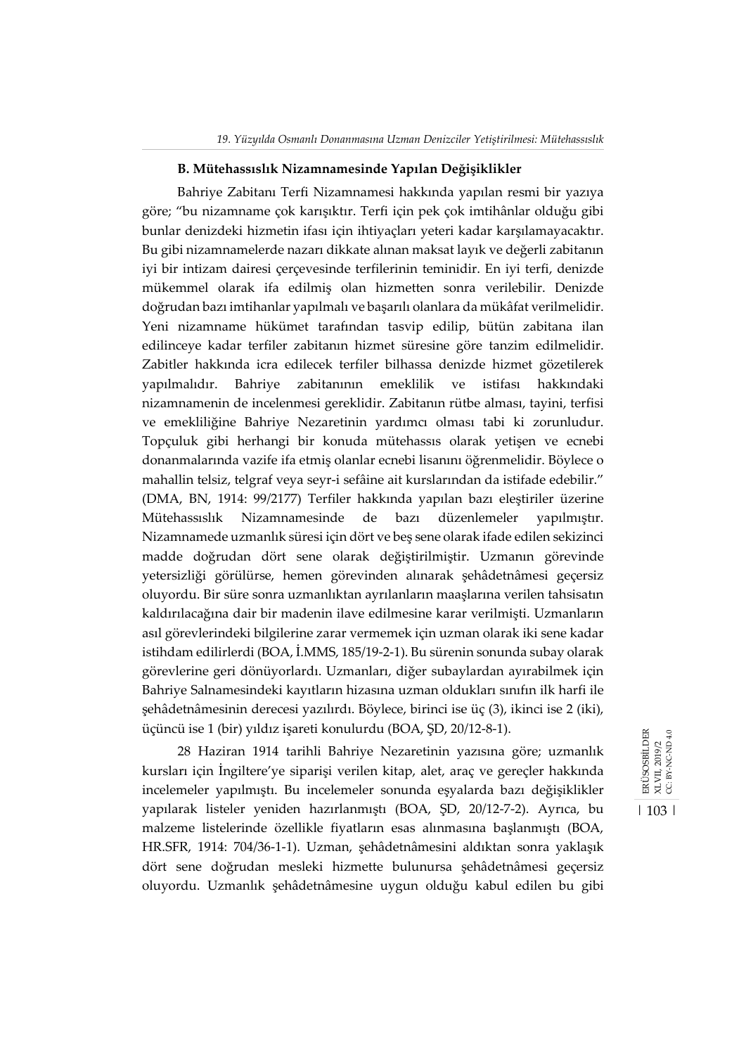### B. Mütehassıslık Nizamnamesinde Yapılan Değişiklikler

Bahriye Zabitanı Terfi Nizamnamesi hakkında yapılan resmi bir yazıya göre; "bu nizamname çok karışıktır. Terfi için pek çok imtihânlar olduğu gibi bunlar denizdeki hizmetin ifası için ihtiyaçları yeteri kadar karşılamayacaktır. Bu gibi nizamnamelerde nazarı dikkate alınan maksat layık ve değerli zabitanın iyi bir intizam dairesi çerçevesinde terfilerinin teminidir. En iyi terfi, denizde mükemmel olarak ifa edilmiş olan hizmetten sonra verilebilir. Denizde doğrudan bazı imtihanlar yapılmalı ve başarılı olanlara da mükâfat verilmelidir. Yeni nizamname hükümet tarafından tasvip edilip, bütün zabitana ilan edilinceye kadar terfiler zabitanın hizmet süresine göre tanzim edilmelidir. Zabitler hakkında icra edilecek terfiler bilhassa denizde hizmet gözetilerek yapılmalıdır. Bahriye zabitanının emeklilik ve istifası hakkındaki nizamnamenin de incelenmesi gereklidir. Zabitanın rütbe alması, tayini, terfisi ve emekliliğine Bahriye Nezaretinin yardımcı olması tabi ki zorunludur. Topçuluk gibi herhangi bir konuda mütehassıs olarak yetişen ve ecnebi donanmalarında vazife ifa etmiş olanlar ecnebi lisanını öğrenmelidir. Böylece o mahallin telsiz, telgraf veya seyr-i sefâine ait kurslarından da istifade edebilir." (DMA, BN, 1914: 99/2177) Terfiler hakkında yapılan bazı eleştiriler üzerine Mütehassıslık Nizamnamesinde de bazı düzenlemeler yapılmıştır. Nizamnamede uzmanlık süresi için dört ve beş sene olarak ifade edilen sekizinci madde doğrudan dört sene olarak değiştirilmiştir. Uzmanın görevinde yetersizliği görülürse, hemen görevinden alınarak şehâdetnâmesi geçersiz oluyordu. Bir süre sonra uzmanlıktan ayrılanların maaşlarına verilen tahsisatın kaldırılacağına dair bir madenin ilave edilmesine karar verilmişti. Uzmanların asıl görevlerindeki bilgilerine zarar vermemek için uzman olarak iki sene kadar istihdam edilirlerdi (BOA, İ.MMS, 185/19-2-1). Bu sürenin sonunda subay olarak görevlerine geri dönüyorlardı. Uzmanları, diğer subaylardan ayırabilmek için Bahriye Salnamesindeki kayıtların hizasına uzman oldukları sınıfın ilk harfi ile şehâdetnâmesinin derecesi yazılırdı. Böylece, birinci ise üç (3), ikinci ise 2 (iki), üçüncü ise 1 (bir) yıldız işareti konulurdu (BOA, ŞD, 20/12-8-1).

28 Haziran 1914 tarihli Bahriye Nezaretinin yazısına göre; uzmanlık kursları için İngiltere'ye siparişi verilen kitap, alet, araç ve gereçler hakkında incelemeler yapılmıştı. Bu incelemeler sonunda eşyalarda bazı değişiklikler yapılarak listeler yeniden hazırlanmıştı (BOA, ŞD, 20/12-7-2). Ayrıca, bu malzeme listelerinde özellikle fiyatların esas alınmasına başlanmıştı (BOA, HR.SFR, 1914: 704/36-1-1). Uzman, şehâdetnâmesini aldıktan sonra yaklaşık dört sene doğrudan mesleki hizmette bulunursa şehâdetnâmesi geçersiz oluyordu. Uzmanlık şehâdetnâmesine uygun olduğu kabul edilen bu gibi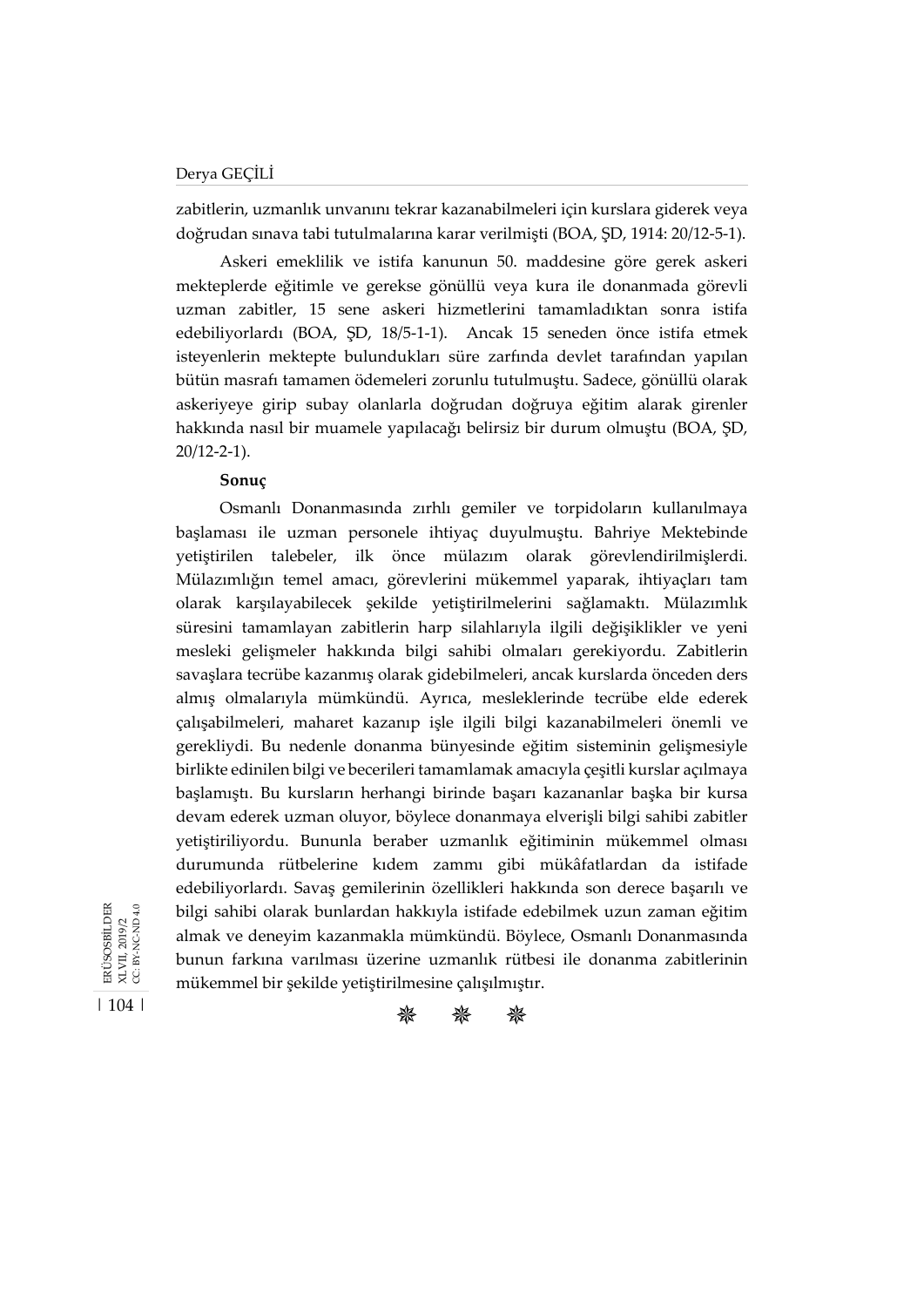zabitlerin, uzmanlık unvanını tekrar kazanabilmeleri için kurslara giderek veya doğrudan sınava tabi tutulmalarına karar verilmişti (BOA, ŞD, 1914: 20/12-5-1).

Askeri emeklilik ve istifa kanunun 50. maddesine göre gerek askeri mekteplerde eğitimle ve gerekse gönüllü veya kura ile donanmada görevli uzman zabitler, 15 sene askeri hizmetlerini tamamladıktan sonra istifa edebiliyorlardı (BOA, ŞD, 18/5-1-1). Ancak 15 seneden önce istifa etmek isteyenlerin mektepte bulundukları süre zarfında devlet tarafından yapılan bütün masrafı tamamen ödemeleri zorunlu tutulmuştu. Sadece, gönüllü olarak askeriyeye girip subay olanlarla doğrudan doğruya eğitim alarak girenler hakkında nasıl bir muamele yapılacağı belirsiz bir durum olmuştu (BOA, ŞD, 20/12-2-1).

**Sonuç**

Osmanlı Donanmasında zırhlı gemiler ve torpidoların kullanılmaya başlaması ile uzman personele ihtiyaç duyulmuştu. Bahriye Mektebinde yetiştirilen talebeler, ilk önce mülazım olarak görevlendirilmişlerdi. Mülazımlığın temel amacı, görevlerini mükemmel yaparak, ihtiyaçları tam olarak karşılayabilecek şekilde yetiştirilmelerini sağlamaktı. Mülazımlık süresini tamamlayan zabitlerin harp silahlarıyla ilgili değişiklikler ve yeni mesleki gelişmeler hakkında bilgi sahibi olmaları gerekiyordu. Zabitlerin savaşlara tecrübe kazanmış olarak gidebilmeleri, ancak kurslarda önceden ders almış olmalarıyla mümkündü. Ayrıca, mesleklerinde tecrübe elde ederek çalışabilmeleri, maharet kazanıp işle ilgili bilgi kazanabilmeleri önemli ve gerekliydi. Bu nedenle donanma bünyesinde eğitim sisteminin gelişmesiyle birlikte edinilen bilgi ve becerileri tamamlamak amacıyla çeşitli kurslar açılmaya başlamıştı. Bu kursların herhangi birinde başarı kazananlar başka bir kursa devam ederek uzman oluyor, böylece donanmaya elverişli bilgi sahibi zabitler yetiştiriliyordu. Bununla beraber uzmanlık eğitiminin mükemmel olması durumunda rütbelerine kıdem zammı gibi mükâfatlardan da istifade edebiliyorlardı. Savaş gemilerinin özellikleri hakkında son derece başarılı ve bilgi sahibi olarak bunlardan hakkıyla istifade edebilmek uzun zaman eğitim almak ve deneyim kazanmakla mümkündü. Böylece, Osmanlı Donanmasında bunun farkına varılması üzerine uzmanlık rütbesi ile donanma zabitlerinin mükemmel bir şekilde yetiştirilmesine çalışılmıştır.

✵ ✵ ✵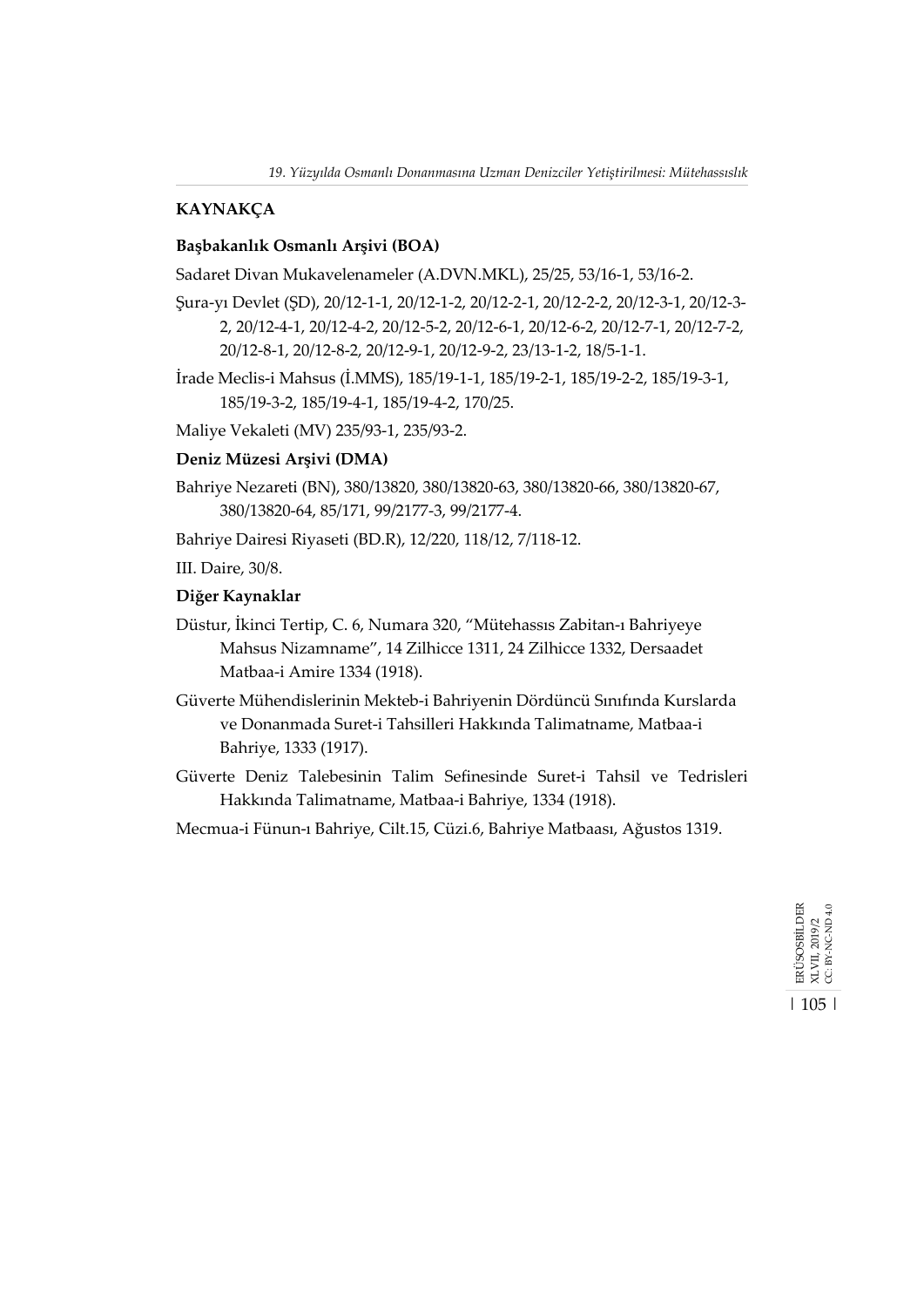## KAYNAKÇA

### Başbakanlık Osmanlı Arşivi (BOA)

Sadaret Divan Mukavelenameler (A.DVN.MKL), 25/25, 53/16-1, 53/16-2.

Şura-yı Devlet (ŞD), 20/12-1-1, 20/12-1-2, 20/12-2-1, 20/12-2-2, 20/12-3-1, 20/12-3-2, 20/12-4-1, 20/12-4-2, 20/12-5-2, 20/12-6-1, 20/12-6-2, 20/12-7-1, 20/12-7-2, 20/12-8-1, 20/12-8-2, 20/12-9-1, 20/12-9-2, 23/13-1-2, 18/5-1-1.

İrade Meclis-i Mahsus (İ.MMS), 185/19-1-1, 185/19-2-1, 185/19-2-2, 185/19-3-1, 185/19-3-2, 185/19-4-1, 185/19-4-2, 170/25.

Maliye Vekaleti (MV) 235/93-1, 235/93-2.

### Deniz Müzesi Arşivi (DMA)

Bahriye Nezareti (BN), 380/13820, 380/13820-63, 380/13820-66, 380/13820-67, 380/13820-64, 85/171, 99/2177-3, 99/2177-4.

Bahriye Dairesi Riyaseti (BD.R), 12/220, 118/12, 7/118-12.

III. Daire, 30/8.

### Diğer Kaynaklar

Düstur, İkinci Tertip, C. 6, Numara 320, "Mütehassıs Zabitan-ı Bahriyeye Mahsus Nizamname", 14 Zilhicce 1311, 24 Zilhicce 1332, Dersaadet Matbaa-i Amire 1334 (1918).

Güverte Mühendislerinin Mekteb-i Bahriyenin Dördüncü Sınıfında Kurslarda ve Donanmada Suret-i Tahsilleri Hakkında Talimatname, Matbaa-i Bahriye, 1333 (1917).

Güverte Deniz Talebesinin Talim Sefinesinde Suret-i Tahsil ve Tedrisleri Hakkında Talimatname, Matbaa-i Bahriye, 1334 (1918).

Mecmua-i Fünun-ı Bahriye, Cilt.15, Cüzi.6, Bahriye Matbaası, Ağustos 1319.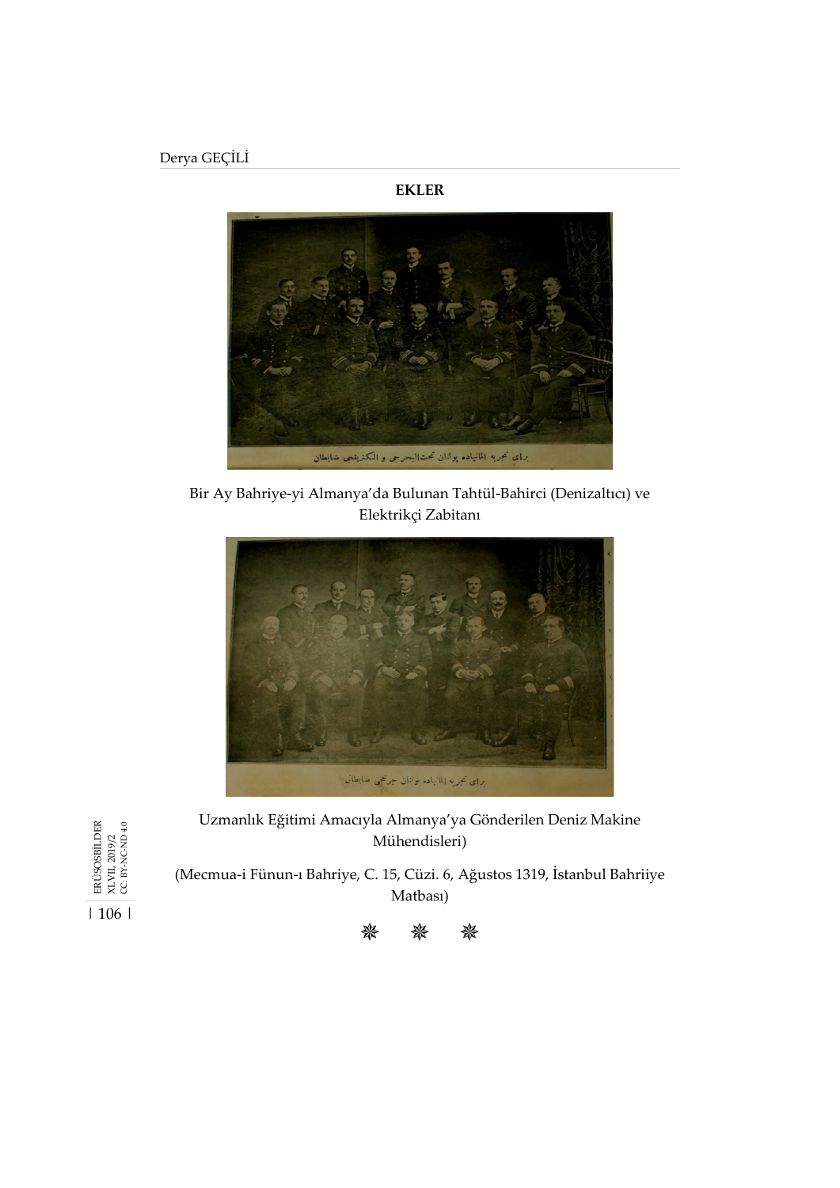**EKLER**

Bir Ay Bahriye-yi Almanya'da Bulunan Tahtül-Bahirci (Denizaltıcı) ve Elektrikçi Zabitanı

Uzmanlık Eğitimi Amacıyla Almanya'ya Gönderilen Deniz Makine Mühendisleri)

(Mecmua-i Fünun-ı Bahriye, C. 15, Cüzi. 6, Ağustos 1319, İstanbul Bahriiye Matbası)

✵ ✵ ✵